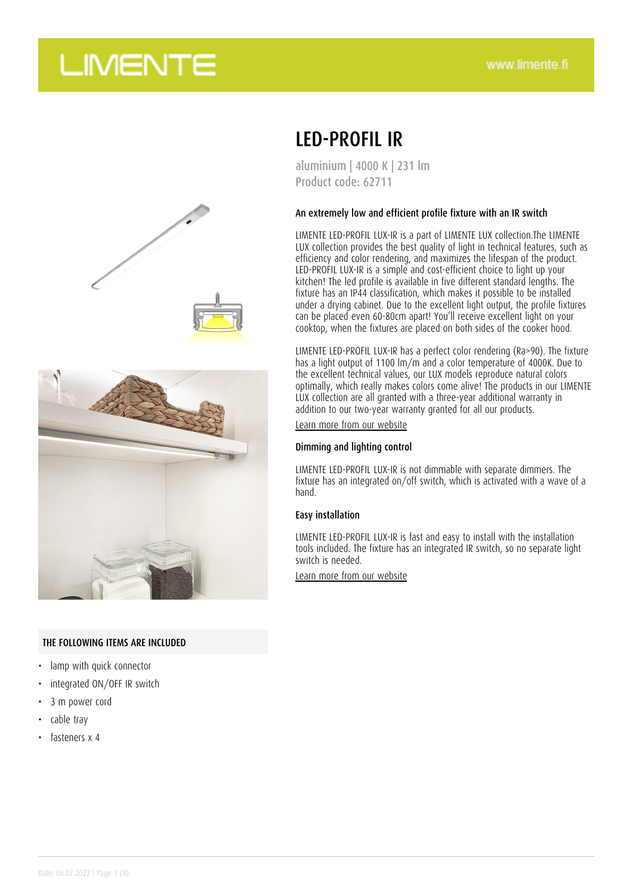# LIMENTE

www.limente.fi

# LED-PROFIL IR

aluminium | 4000 K | 231 lm
Product code: 62711

### An extremely low and efficient profile fixture with an IR switch

LIMENTE LED-PROFIL LUX-IR is a part of LIMENTE LUX collection.The LIMENTE LUX collection provides the best quality of light in technical features, such as efficiency and color rendering, and maximizes the lifespan of the product. LED-PROFIL LUX-IR is a simple and cost-efficient choice to light up your kitchen! The led profile is available in five different standard lengths. The fixture has an IP44 classification, which makes it possible to be installed under a drying cabinet. Due to the excellent light output, the profile fixtures can be placed even 60-80cm apart! You'll receive excellent light on your cooktop, when the fixtures are placed on both sides of the cooker hood.

LIMENTE LED-PROFIL LUX-IR has a perfect color rendering (Ra>90). The fixture has a light output of 1100 lm/m and a color temperature of 4000K. Due to the excellent technical values, our LUX models reproduce natural colors optimally, which really makes colors come alive! The products in our LIMENTE LUX collection are all granted with a three-year additional warranty in addition to our two-year warranty granted for all our products.

Learn more from our website

### Dimming and lighting control

LIMENTE LED-PROFIL LUX-IR is not dimmable with separate dimmers. The fixture has an integrated on/off switch, which is activated with a wave of a hand.

### Easy installation

LIMENTE LED-PROFIL LUX-IR is fast and easy to install with the installation tools included. The fixture has an integrated IR switch, so no separate light switch is needed.

Learn more from our website

### THE FOLLOWING ITEMS ARE INCLUDED

- lamp with quick connector
- integrated ON/OFF IR switch
- 3 m power cord
- cable tray
- fasteners x 4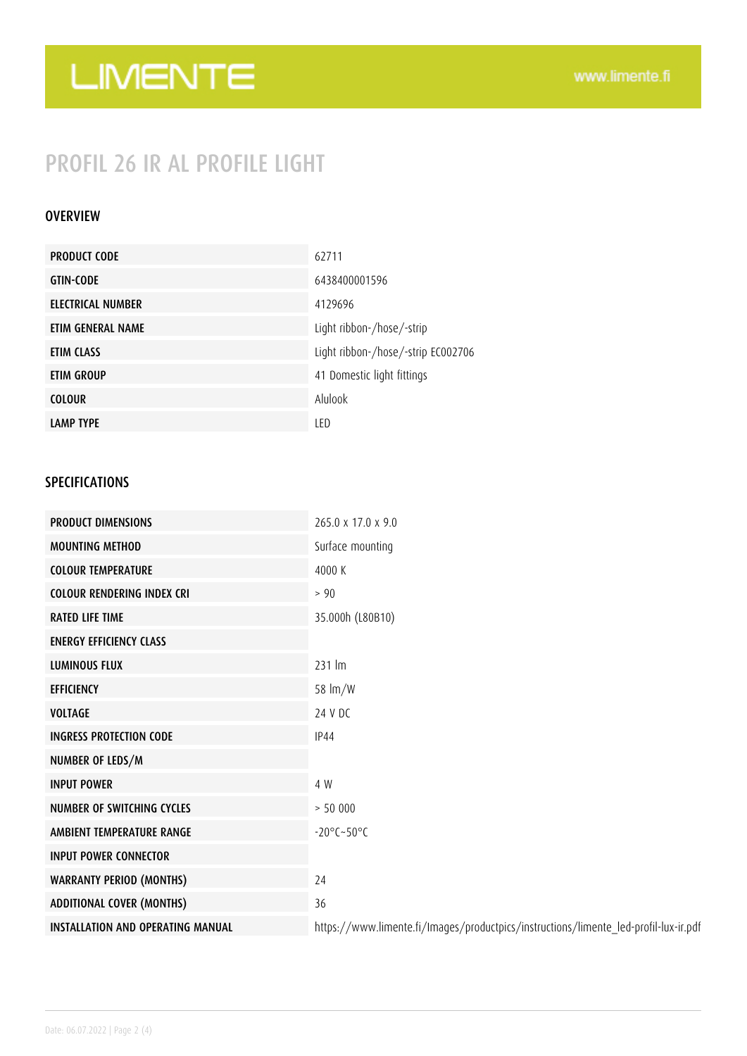# LIMENTE

www.limente.fi

## PROFIL 26 IR AL PROFILE LIGHT

### OVERVIEW

| | |
|---|---|
| PRODUCT CODE | 62711 |
| GTIN-CODE | 6438400001596 |
| ELECTRICAL NUMBER | 4129696 |
| ETIM GENERAL NAME | Light ribbon-/hose/-strip |
| ETIM CLASS | Light ribbon-/hose/-strip EC002706 |
| ETIM GROUP | 41 Domestic light fittings |
| COLOUR | Alulook |
| LAMP TYPE | LED |

### SPECIFICATIONS

| | |
|---|---|
| PRODUCT DIMENSIONS | 265.0 x 17.0 x 9.0 |
| MOUNTING METHOD | Surface mounting |
| COLOUR TEMPERATURE | 4000 K |
| COLOUR RENDERING INDEX CRI | > 90 |
| RATED LIFE TIME | 35.000h (L80B10) |
| ENERGY EFFICIENCY CLASS | |
| LUMINOUS FLUX | 231 lm |
| EFFICIENCY | 58 lm/W |
| VOLTAGE | 24 V DC |
| INGRESS PROTECTION CODE | IP44 |
| NUMBER OF LEDS/M | |
| INPUT POWER | 4 W |
| NUMBER OF SWITCHING CYCLES | > 50 000 |
| AMBIENT TEMPERATURE RANGE | -20°C~50°C |
| INPUT POWER CONNECTOR | |
| WARRANTY PERIOD (MONTHS) | 24 |
| ADDITIONAL COVER (MONTHS) | 36 |
| INSTALLATION AND OPERATING MANUAL | https://www.limente.fi/Images/productpics/instructions/limente_led-profil-lux-ir.pdf |

Date: 06.07.2022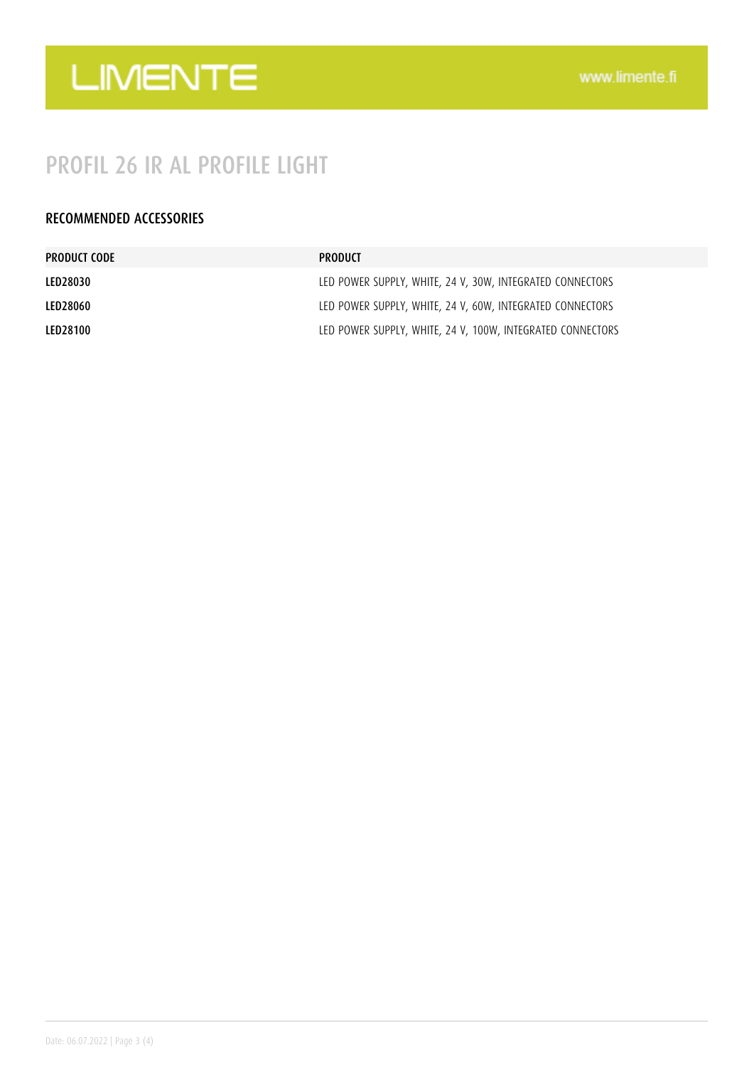# PROFIL 26 IR AL PROFILE LIGHT

## RECOMMENDED ACCESSORIES

| PRODUCT CODE | PRODUCT |
| --- | --- |
| LED28030 | LED POWER SUPPLY, WHITE, 24 V, 30W, INTEGRATED CONNECTORS |
| LED28060 | LED POWER SUPPLY, WHITE, 24 V, 60W, INTEGRATED CONNECTORS |
| LED28100 | LED POWER SUPPLY, WHITE, 24 V, 100W, INTEGRATED CONNECTORS |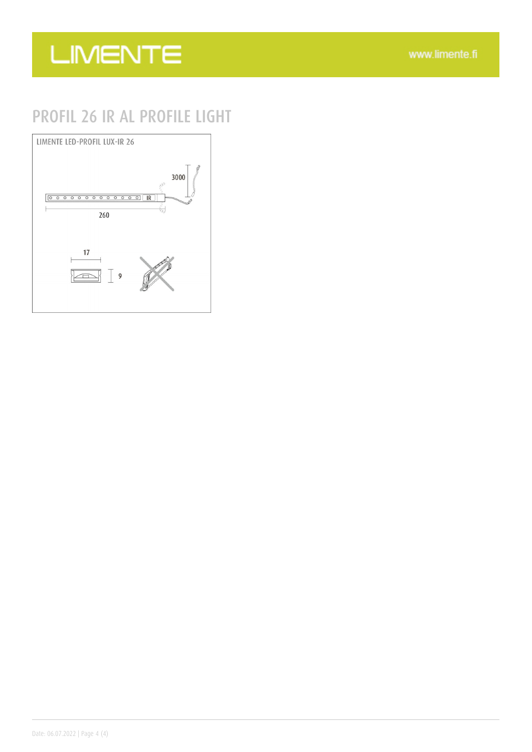# PROFIL 26 IR AL PROFILE LIGHT

LIMENTE LED-PROFIL LUX-IR 26

3000

IR

260

17

9